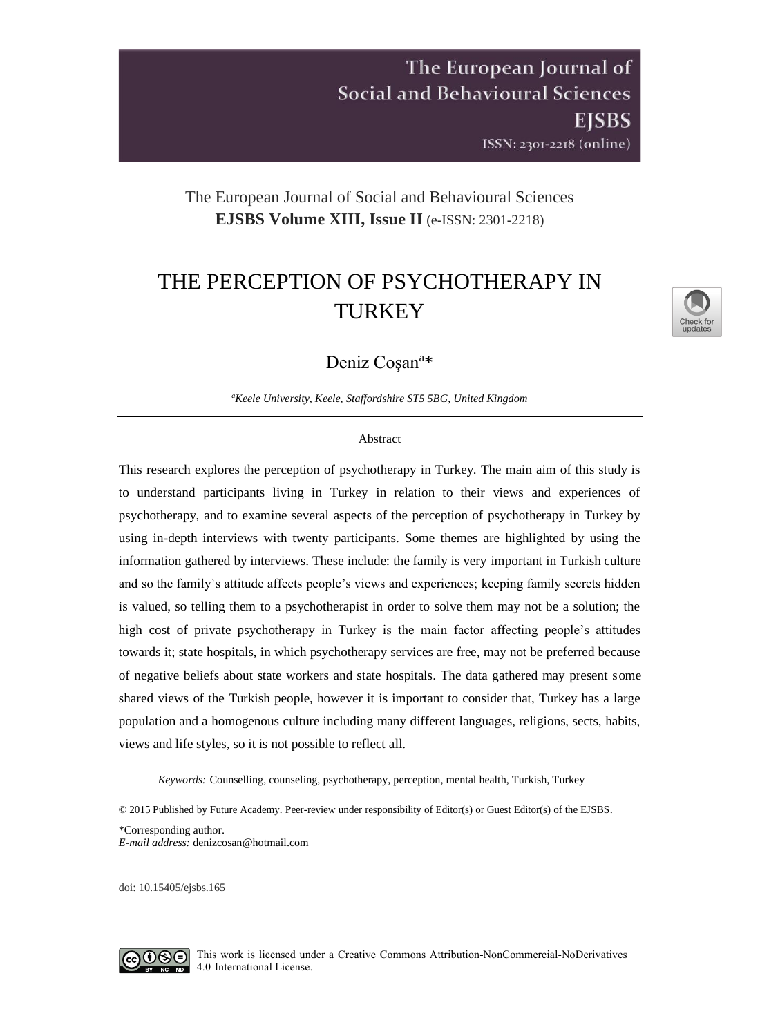The European Journal of Social and Behavioural Sciences
**EJSBS Volume XIII, Issue II** (e-ISSN: 2301-2218)

# THE PERCEPTION OF PSYCHOTHERAPY IN TURKEY

Deniz Coşan[a]*

*[a]Keele University, Keele, Staffordshire ST5 5BG, United Kingdom*

## Abstract

This research explores the perception of psychotherapy in Turkey. The main aim of this study is to understand participants living in Turkey in relation to their views and experiences of psychotherapy, and to examine several aspects of the perception of psychotherapy in Turkey by using in-depth interviews with twenty participants. Some themes are highlighted by using the information gathered by interviews. These include: the family is very important in Turkish culture and so the family`s attitude affects people's views and experiences; keeping family secrets hidden is valued, so telling them to a psychotherapist in order to solve them may not be a solution; the high cost of private psychotherapy in Turkey is the main factor affecting people's attitudes towards it; state hospitals, in which psychotherapy services are free, may not be preferred because of negative beliefs about state workers and state hospitals. The data gathered may present some shared views of the Turkish people, however it is important to consider that, Turkey has a large population and a homogenous culture including many different languages, religions, sects, habits, views and life styles, so it is not possible to reflect all.

*Keywords:* Counselling, counseling, psychotherapy, perception, mental health, Turkish, Turkey

© 2015 Published by Future Academy. Peer-review under responsibility of Editor(s) or Guest Editor(s) of the EJSBS.

*Corresponding author.
*E-mail address:* denizcosan@hotmail.com

doi: 10.15405/ejsbs.165

This work is licensed under a Creative Commons Attribution-NonCommercial-NoDerivatives 4.0 International License.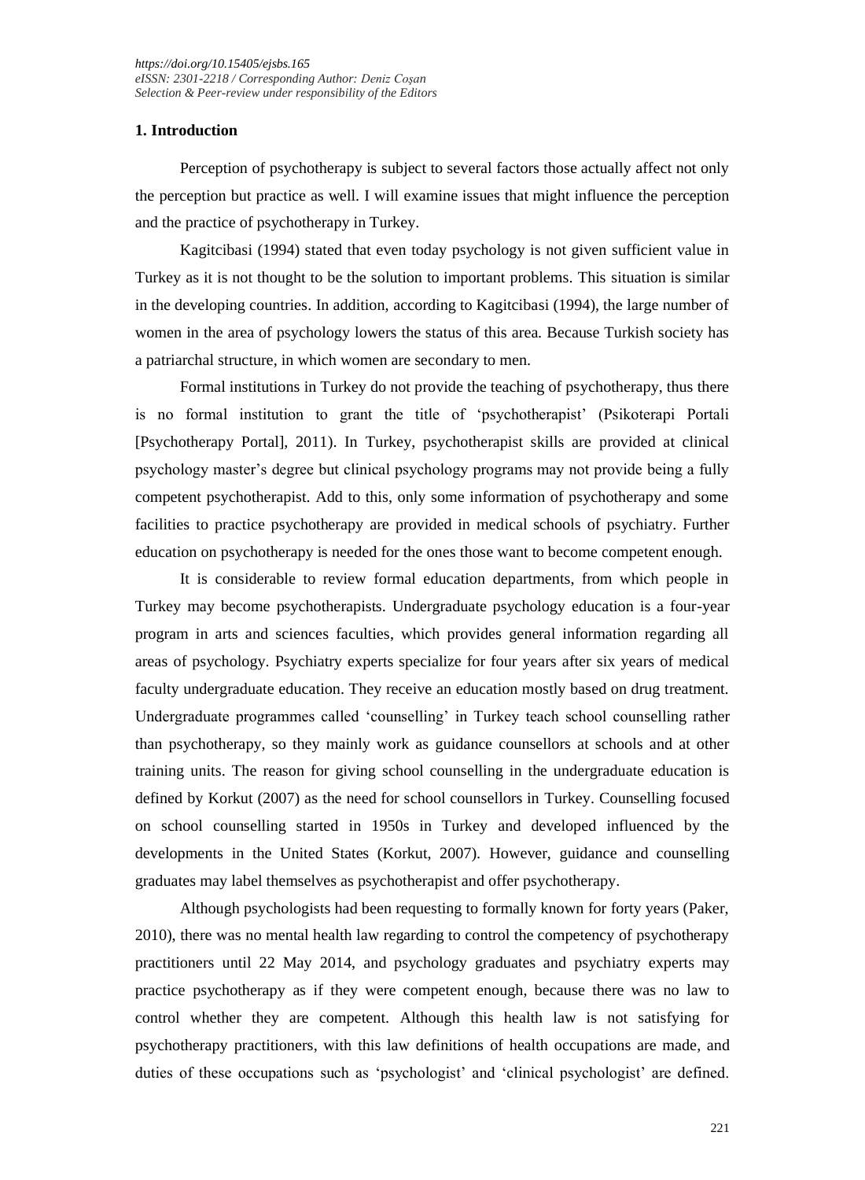## 1. Introduction

Perception of psychotherapy is subject to several factors those actually affect not only the perception but practice as well. I will examine issues that might influence the perception and the practice of psychotherapy in Turkey.

Kagitcibasi (1994) stated that even today psychology is not given sufficient value in Turkey as it is not thought to be the solution to important problems. This situation is similar in the developing countries. In addition, according to Kagitcibasi (1994), the large number of women in the area of psychology lowers the status of this area. Because Turkish society has a patriarchal structure, in which women are secondary to men.

Formal institutions in Turkey do not provide the teaching of psychotherapy, thus there is no formal institution to grant the title of 'psychotherapist' (Psikoterapi Portali [Psychotherapy Portal], 2011). In Turkey, psychotherapist skills are provided at clinical psychology master's degree but clinical psychology programs may not provide being a fully competent psychotherapist. Add to this, only some information of psychotherapy and some facilities to practice psychotherapy are provided in medical schools of psychiatry. Further education on psychotherapy is needed for the ones those want to become competent enough.

It is considerable to review formal education departments, from which people in Turkey may become psychotherapists. Undergraduate psychology education is a four-year program in arts and sciences faculties, which provides general information regarding all areas of psychology. Psychiatry experts specialize for four years after six years of medical faculty undergraduate education. They receive an education mostly based on drug treatment. Undergraduate programmes called 'counselling' in Turkey teach school counselling rather than psychotherapy, so they mainly work as guidance counsellors at schools and at other training units. The reason for giving school counselling in the undergraduate education is defined by Korkut (2007) as the need for school counsellors in Turkey. Counselling focused on school counselling started in 1950s in Turkey and developed influenced by the developments in the United States (Korkut, 2007). However, guidance and counselling graduates may label themselves as psychotherapist and offer psychotherapy.

Although psychologists had been requesting to formally known for forty years (Paker, 2010), there was no mental health law regarding to control the competency of psychotherapy practitioners until 22 May 2014, and psychology graduates and psychiatry experts may practice psychotherapy as if they were competent enough, because there was no law to control whether they are competent. Although this health law is not satisfying for psychotherapy practitioners, with this law definitions of health occupations are made, and duties of these occupations such as 'psychologist' and 'clinical psychologist' are defined.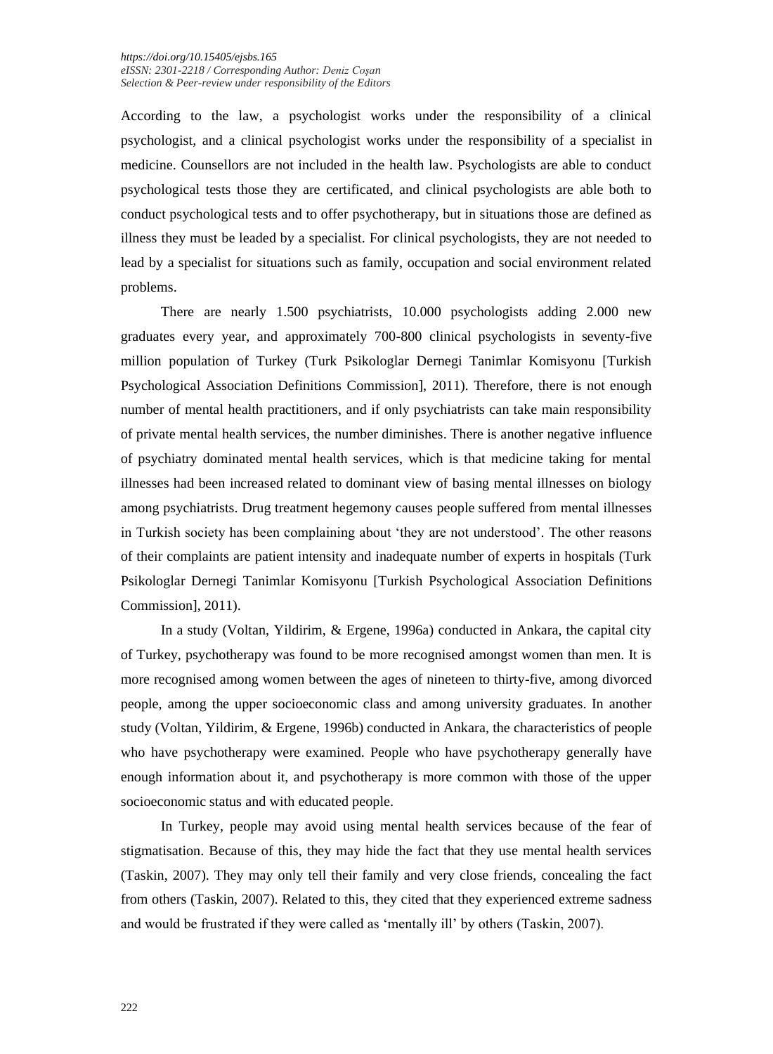According to the law, a psychologist works under the responsibility of a clinical psychologist, and a clinical psychologist works under the responsibility of a specialist in medicine. Counsellors are not included in the health law. Psychologists are able to conduct psychological tests those they are certificated, and clinical psychologists are able both to conduct psychological tests and to offer psychotherapy, but in situations those are defined as illness they must be leaded by a specialist. For clinical psychologists, they are not needed to lead by a specialist for situations such as family, occupation and social environment related problems.

There are nearly 1.500 psychiatrists, 10.000 psychologists adding 2.000 new graduates every year, and approximately 700-800 clinical psychologists in seventy-five million population of Turkey (Turk Psikologlar Dernegi Tanimlar Komisyonu [Turkish Psychological Association Definitions Commission], 2011). Therefore, there is not enough number of mental health practitioners, and if only psychiatrists can take main responsibility of private mental health services, the number diminishes. There is another negative influence of psychiatry dominated mental health services, which is that medicine taking for mental illnesses had been increased related to dominant view of basing mental illnesses on biology among psychiatrists. Drug treatment hegemony causes people suffered from mental illnesses in Turkish society has been complaining about 'they are not understood'. The other reasons of their complaints are patient intensity and inadequate number of experts in hospitals (Turk Psikologlar Dernegi Tanimlar Komisyonu [Turkish Psychological Association Definitions Commission], 2011).

In a study (Voltan, Yildirim, & Ergene, 1996a) conducted in Ankara, the capital city of Turkey, psychotherapy was found to be more recognised amongst women than men. It is more recognised among women between the ages of nineteen to thirty-five, among divorced people, among the upper socioeconomic class and among university graduates. In another study (Voltan, Yildirim, & Ergene, 1996b) conducted in Ankara, the characteristics of people who have psychotherapy were examined. People who have psychotherapy generally have enough information about it, and psychotherapy is more common with those of the upper socioeconomic status and with educated people.

In Turkey, people may avoid using mental health services because of the fear of stigmatisation. Because of this, they may hide the fact that they use mental health services (Taskin, 2007). They may only tell their family and very close friends, concealing the fact from others (Taskin, 2007). Related to this, they cited that they experienced extreme sadness and would be frustrated if they were called as 'mentally ill' by others (Taskin, 2007).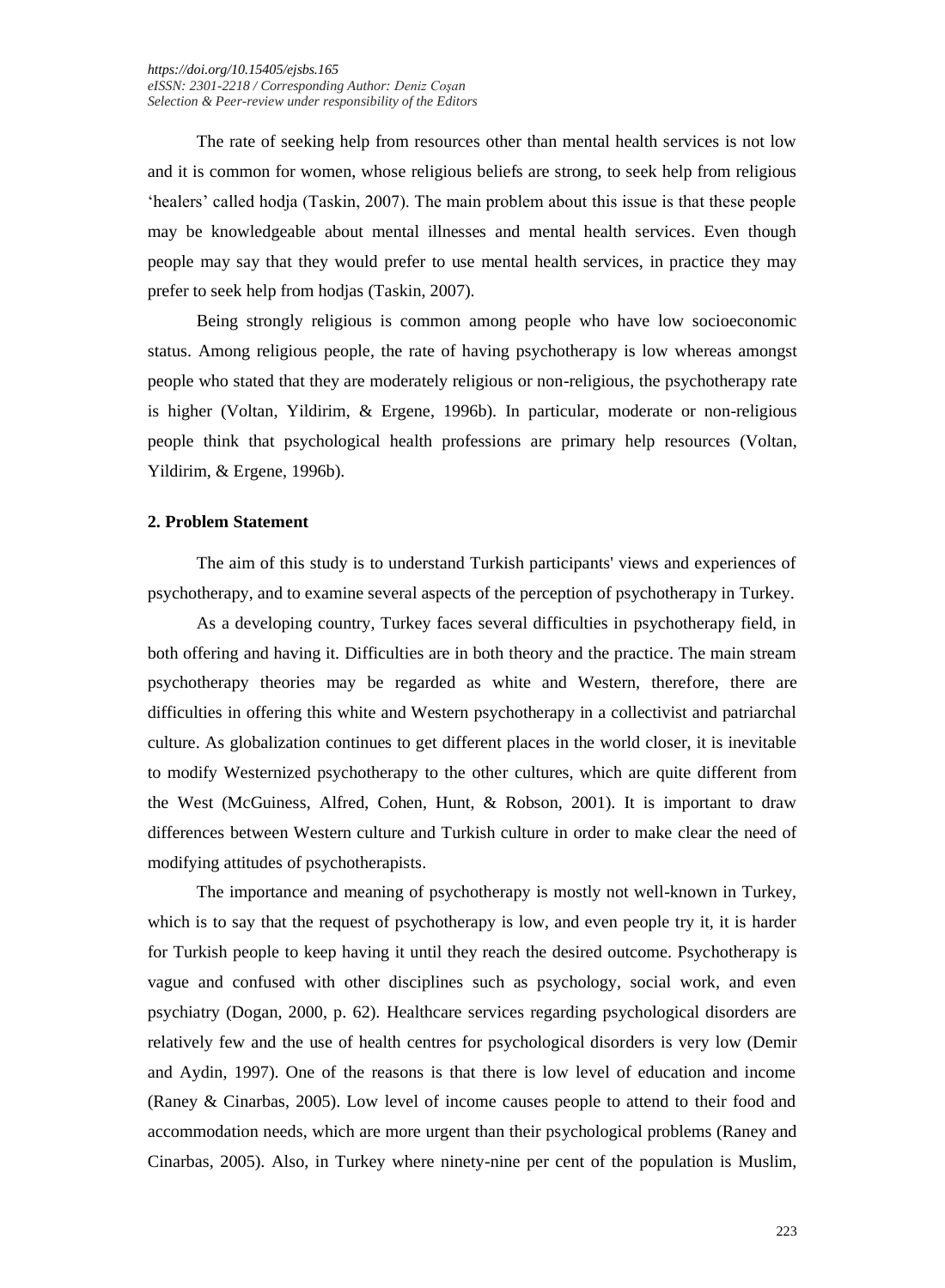The rate of seeking help from resources other than mental health services is not low and it is common for women, whose religious beliefs are strong, to seek help from religious 'healers' called hodja (Taskin, 2007). The main problem about this issue is that these people may be knowledgeable about mental illnesses and mental health services. Even though people may say that they would prefer to use mental health services, in practice they may prefer to seek help from hodjas (Taskin, 2007).

Being strongly religious is common among people who have low socioeconomic status. Among religious people, the rate of having psychotherapy is low whereas amongst people who stated that they are moderately religious or non-religious, the psychotherapy rate is higher (Voltan, Yildirim, & Ergene, 1996b). In particular, moderate or non-religious people think that psychological health professions are primary help resources (Voltan, Yildirim, & Ergene, 1996b).

## 2. Problem Statement

The aim of this study is to understand Turkish participants' views and experiences of psychotherapy, and to examine several aspects of the perception of psychotherapy in Turkey.

As a developing country, Turkey faces several difficulties in psychotherapy field, in both offering and having it. Difficulties are in both theory and the practice. The main stream psychotherapy theories may be regarded as white and Western, therefore, there are difficulties in offering this white and Western psychotherapy in a collectivist and patriarchal culture. As globalization continues to get different places in the world closer, it is inevitable to modify Westernized psychotherapy to the other cultures, which are quite different from the West (McGuiness, Alfred, Cohen, Hunt, & Robson, 2001). It is important to draw differences between Western culture and Turkish culture in order to make clear the need of modifying attitudes of psychotherapists.

The importance and meaning of psychotherapy is mostly not well-known in Turkey, which is to say that the request of psychotherapy is low, and even people try it, it is harder for Turkish people to keep having it until they reach the desired outcome. Psychotherapy is vague and confused with other disciplines such as psychology, social work, and even psychiatry (Dogan, 2000, p. 62). Healthcare services regarding psychological disorders are relatively few and the use of health centres for psychological disorders is very low (Demir and Aydin, 1997). One of the reasons is that there is low level of education and income (Raney & Cinarbas, 2005). Low level of income causes people to attend to their food and accommodation needs, which are more urgent than their psychological problems (Raney and Cinarbas, 2005). Also, in Turkey where ninety-nine per cent of the population is Muslim,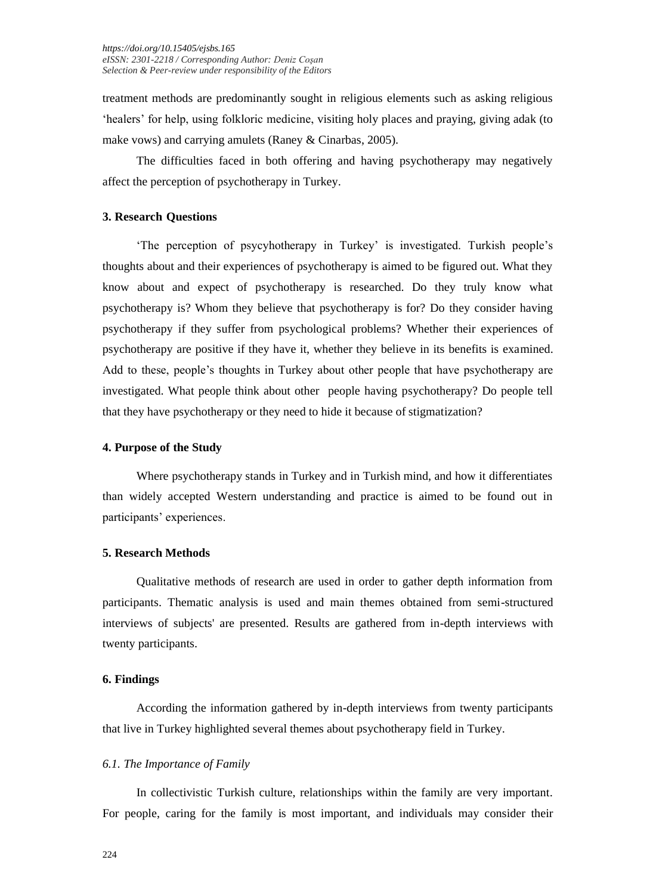treatment methods are predominantly sought in religious elements such as asking religious 'healers' for help, using folkloric medicine, visiting holy places and praying, giving adak (to make vows) and carrying amulets (Raney & Cinarbas, 2005).

The difficulties faced in both offering and having psychotherapy may negatively affect the perception of psychotherapy in Turkey.

## 3. Research Questions

'The perception of psycyhotherapy in Turkey' is investigated. Turkish people's thoughts about and their experiences of psychotherapy is aimed to be figured out. What they know about and expect of psychotherapy is researched. Do they truly know what psychotherapy is? Whom they believe that psychotherapy is for? Do they consider having psychotherapy if they suffer from psychological problems? Whether their experiences of psychotherapy are positive if they have it, whether they believe in its benefits is examined. Add to these, people's thoughts in Turkey about other people that have psychotherapy are investigated. What people think about other people having psychotherapy? Do people tell that they have psychotherapy or they need to hide it because of stigmatization?

## 4. Purpose of the Study

Where psychotherapy stands in Turkey and in Turkish mind, and how it differentiates than widely accepted Western understanding and practice is aimed to be found out in participants' experiences.

## 5. Research Methods

Qualitative methods of research are used in order to gather depth information from participants. Thematic analysis is used and main themes obtained from semi-structured interviews of subjects' are presented. Results are gathered from in-depth interviews with twenty participants.

## 6. Findings

According the information gathered by in-depth interviews from twenty participants that live in Turkey highlighted several themes about psychotherapy field in Turkey.

### *6.1. The Importance of Family*

In collectivistic Turkish culture, relationships within the family are very important. For people, caring for the family is most important, and individuals may consider their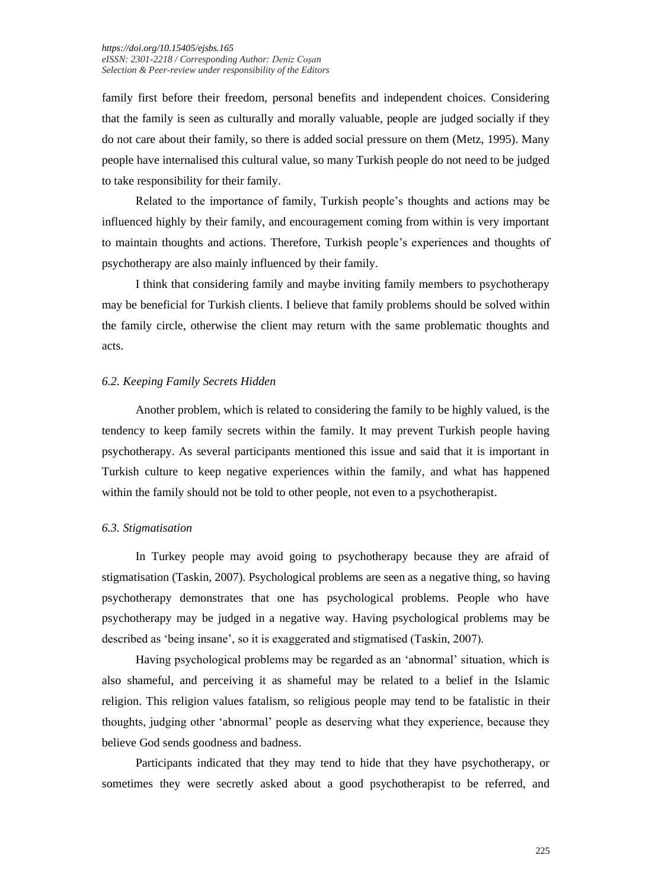family first before their freedom, personal benefits and independent choices. Considering that the family is seen as culturally and morally valuable, people are judged socially if they do not care about their family, so there is added social pressure on them (Metz, 1995). Many people have internalised this cultural value, so many Turkish people do not need to be judged to take responsibility for their family.

Related to the importance of family, Turkish people's thoughts and actions may be influenced highly by their family, and encouragement coming from within is very important to maintain thoughts and actions. Therefore, Turkish people's experiences and thoughts of psychotherapy are also mainly influenced by their family.

I think that considering family and maybe inviting family members to psychotherapy may be beneficial for Turkish clients. I believe that family problems should be solved within the family circle, otherwise the client may return with the same problematic thoughts and acts.

### *6.2. Keeping Family Secrets Hidden*

Another problem, which is related to considering the family to be highly valued, is the tendency to keep family secrets within the family. It may prevent Turkish people having psychotherapy. As several participants mentioned this issue and said that it is important in Turkish culture to keep negative experiences within the family, and what has happened within the family should not be told to other people, not even to a psychotherapist.

### *6.3. Stigmatisation*

In Turkey people may avoid going to psychotherapy because they are afraid of stigmatisation (Taskin, 2007). Psychological problems are seen as a negative thing, so having psychotherapy demonstrates that one has psychological problems. People who have psychotherapy may be judged in a negative way. Having psychological problems may be described as 'being insane', so it is exaggerated and stigmatised (Taskin, 2007).

Having psychological problems may be regarded as an 'abnormal' situation, which is also shameful, and perceiving it as shameful may be related to a belief in the Islamic religion. This religion values fatalism, so religious people may tend to be fatalistic in their thoughts, judging other 'abnormal' people as deserving what they experience, because they believe God sends goodness and badness.

Participants indicated that they may tend to hide that they have psychotherapy, or sometimes they were secretly asked about a good psychotherapist to be referred, and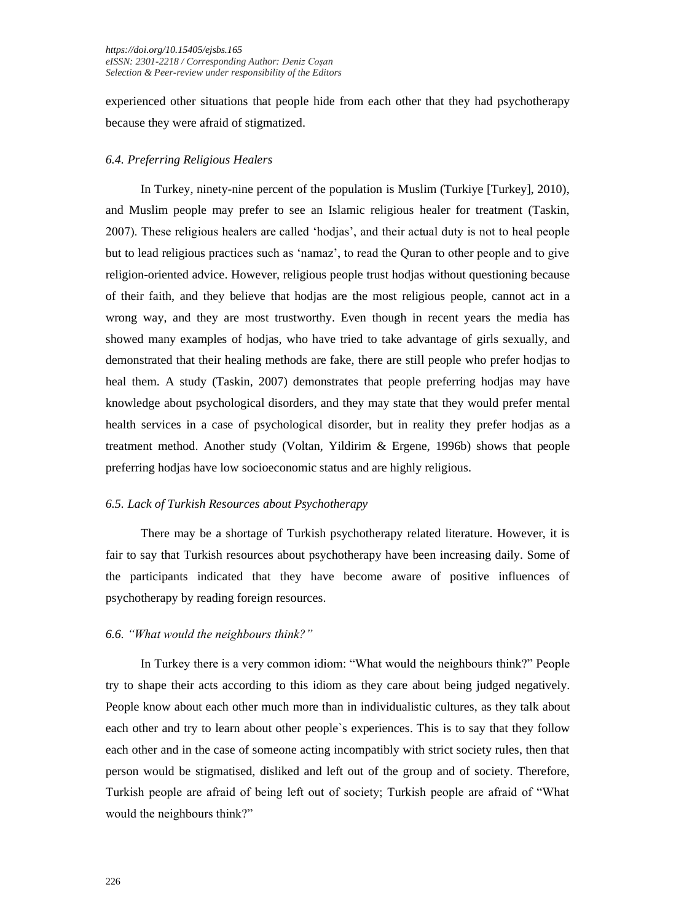experienced other situations that people hide from each other that they had psychotherapy because they were afraid of stigmatized.

### *6.4. Preferring Religious Healers*

In Turkey, ninety-nine percent of the population is Muslim (Turkiye [Turkey], 2010), and Muslim people may prefer to see an Islamic religious healer for treatment (Taskin, 2007). These religious healers are called 'hodjas', and their actual duty is not to heal people but to lead religious practices such as 'namaz', to read the Quran to other people and to give religion-oriented advice. However, religious people trust hodjas without questioning because of their faith, and they believe that hodjas are the most religious people, cannot act in a wrong way, and they are most trustworthy. Even though in recent years the media has showed many examples of hodjas, who have tried to take advantage of girls sexually, and demonstrated that their healing methods are fake, there are still people who prefer hodjas to heal them. A study (Taskin, 2007) demonstrates that people preferring hodjas may have knowledge about psychological disorders, and they may state that they would prefer mental health services in a case of psychological disorder, but in reality they prefer hodjas as a treatment method. Another study (Voltan, Yildirim & Ergene, 1996b) shows that people preferring hodjas have low socioeconomic status and are highly religious.

### *6.5. Lack of Turkish Resources about Psychotherapy*

There may be a shortage of Turkish psychotherapy related literature. However, it is fair to say that Turkish resources about psychotherapy have been increasing daily. Some of the participants indicated that they have become aware of positive influences of psychotherapy by reading foreign resources.

### *6.6. "What would the neighbours think?"*

In Turkey there is a very common idiom: "What would the neighbours think?" People try to shape their acts according to this idiom as they care about being judged negatively. People know about each other much more than in individualistic cultures, as they talk about each other and try to learn about other people`s experiences. This is to say that they follow each other and in the case of someone acting incompatibly with strict society rules, then that person would be stigmatised, disliked and left out of the group and of society. Therefore, Turkish people are afraid of being left out of society; Turkish people are afraid of "What would the neighbours think?"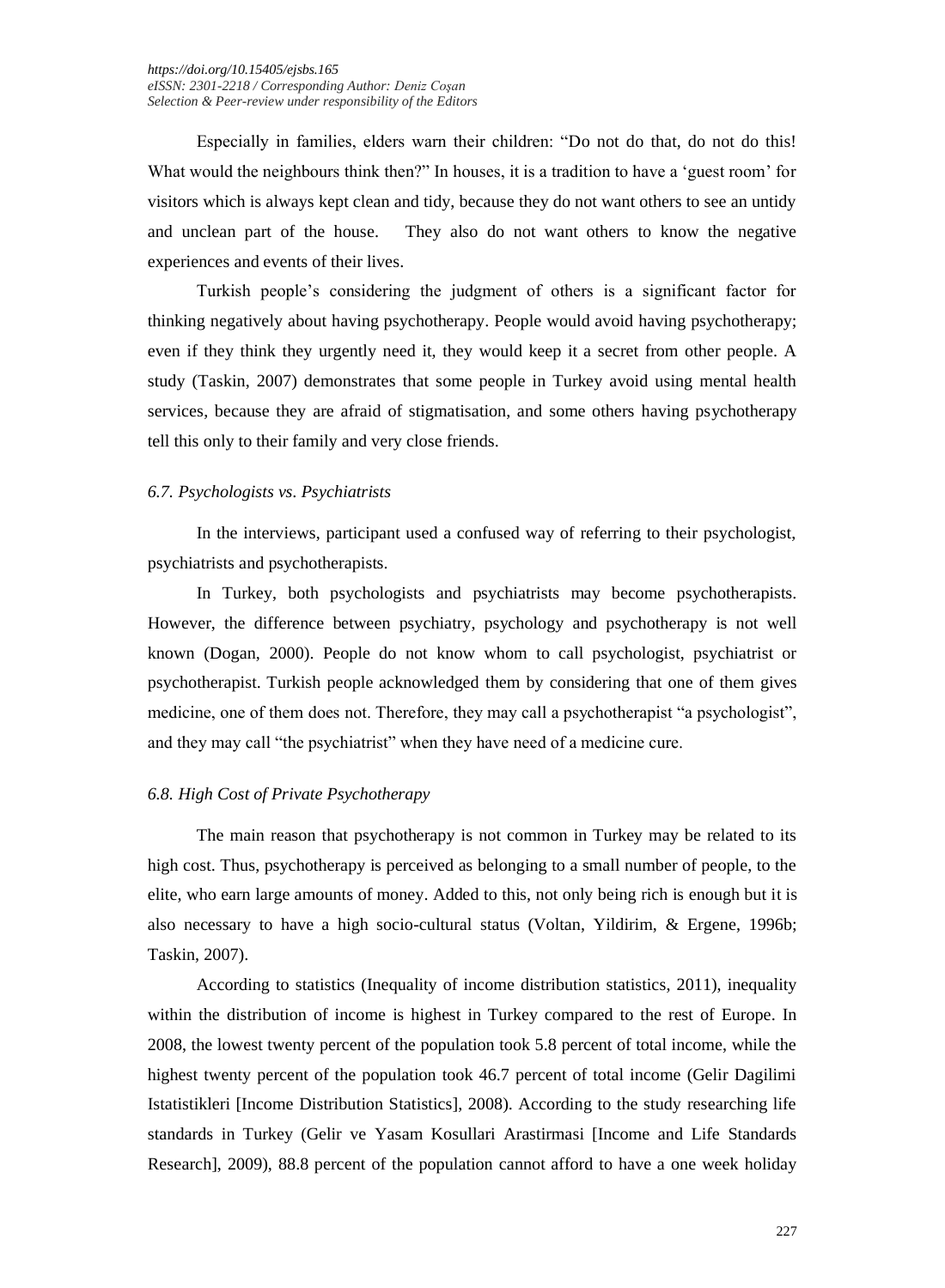Especially in families, elders warn their children: "Do not do that, do not do this! What would the neighbours think then?" In houses, it is a tradition to have a 'guest room' for visitors which is always kept clean and tidy, because they do not want others to see an untidy and unclean part of the house. They also do not want others to know the negative experiences and events of their lives.

Turkish people's considering the judgment of others is a significant factor for thinking negatively about having psychotherapy. People would avoid having psychotherapy; even if they think they urgently need it, they would keep it a secret from other people. A study (Taskin, 2007) demonstrates that some people in Turkey avoid using mental health services, because they are afraid of stigmatisation, and some others having psychotherapy tell this only to their family and very close friends.

### *6.7. Psychologists vs. Psychiatrists*

In the interviews, participant used a confused way of referring to their psychologist, psychiatrists and psychotherapists.

In Turkey, both psychologists and psychiatrists may become psychotherapists. However, the difference between psychiatry, psychology and psychotherapy is not well known (Dogan, 2000). People do not know whom to call psychologist, psychiatrist or psychotherapist. Turkish people acknowledged them by considering that one of them gives medicine, one of them does not. Therefore, they may call a psychotherapist "a psychologist", and they may call "the psychiatrist" when they have need of a medicine cure.

### *6.8. High Cost of Private Psychotherapy*

The main reason that psychotherapy is not common in Turkey may be related to its high cost. Thus, psychotherapy is perceived as belonging to a small number of people, to the elite, who earn large amounts of money. Added to this, not only being rich is enough but it is also necessary to have a high socio-cultural status (Voltan, Yildirim, & Ergene, 1996b; Taskin, 2007).

According to statistics (Inequality of income distribution statistics, 2011), inequality within the distribution of income is highest in Turkey compared to the rest of Europe. In 2008, the lowest twenty percent of the population took 5.8 percent of total income, while the highest twenty percent of the population took 46.7 percent of total income (Gelir Dagilimi Istatistikleri [Income Distribution Statistics], 2008). According to the study researching life standards in Turkey (Gelir ve Yasam Kosullari Arastirmasi [Income and Life Standards Research], 2009), 88.8 percent of the population cannot afford to have a one week holiday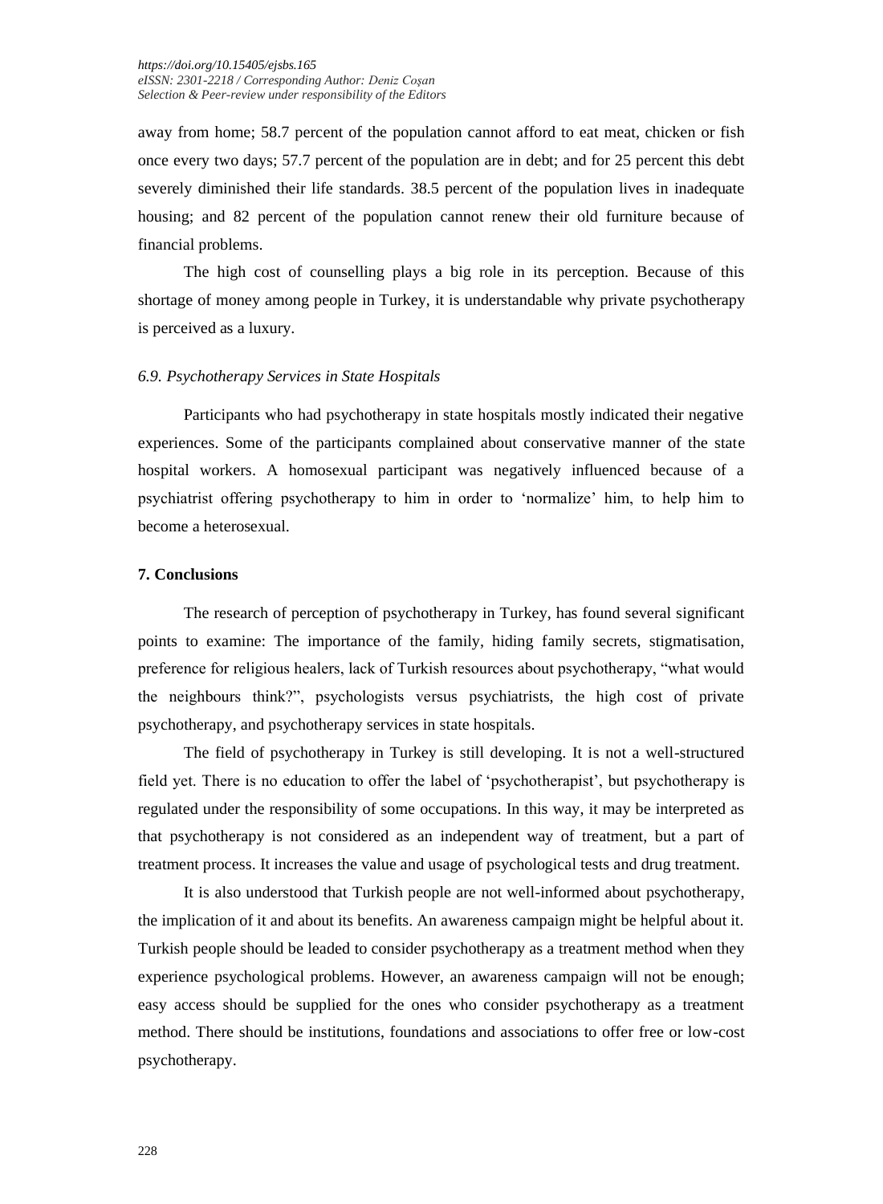away from home; 58.7 percent of the population cannot afford to eat meat, chicken or fish once every two days; 57.7 percent of the population are in debt; and for 25 percent this debt severely diminished their life standards. 38.5 percent of the population lives in inadequate housing; and 82 percent of the population cannot renew their old furniture because of financial problems.

The high cost of counselling plays a big role in its perception. Because of this shortage of money among people in Turkey, it is understandable why private psychotherapy is perceived as a luxury.

### *6.9. Psychotherapy Services in State Hospitals*

Participants who had psychotherapy in state hospitals mostly indicated their negative experiences. Some of the participants complained about conservative manner of the state hospital workers. A homosexual participant was negatively influenced because of a psychiatrist offering psychotherapy to him in order to 'normalize' him, to help him to become a heterosexual.

## **7. Conclusions**

The research of perception of psychotherapy in Turkey, has found several significant points to examine: The importance of the family, hiding family secrets, stigmatisation, preference for religious healers, lack of Turkish resources about psychotherapy, "what would the neighbours think?", psychologists versus psychiatrists, the high cost of private psychotherapy, and psychotherapy services in state hospitals.

The field of psychotherapy in Turkey is still developing. It is not a well-structured field yet. There is no education to offer the label of 'psychotherapist', but psychotherapy is regulated under the responsibility of some occupations. In this way, it may be interpreted as that psychotherapy is not considered as an independent way of treatment, but a part of treatment process. It increases the value and usage of psychological tests and drug treatment.

It is also understood that Turkish people are not well-informed about psychotherapy, the implication of it and about its benefits. An awareness campaign might be helpful about it. Turkish people should be leaded to consider psychotherapy as a treatment method when they experience psychological problems. However, an awareness campaign will not be enough; easy access should be supplied for the ones who consider psychotherapy as a treatment method. There should be institutions, foundations and associations to offer free or low-cost psychotherapy.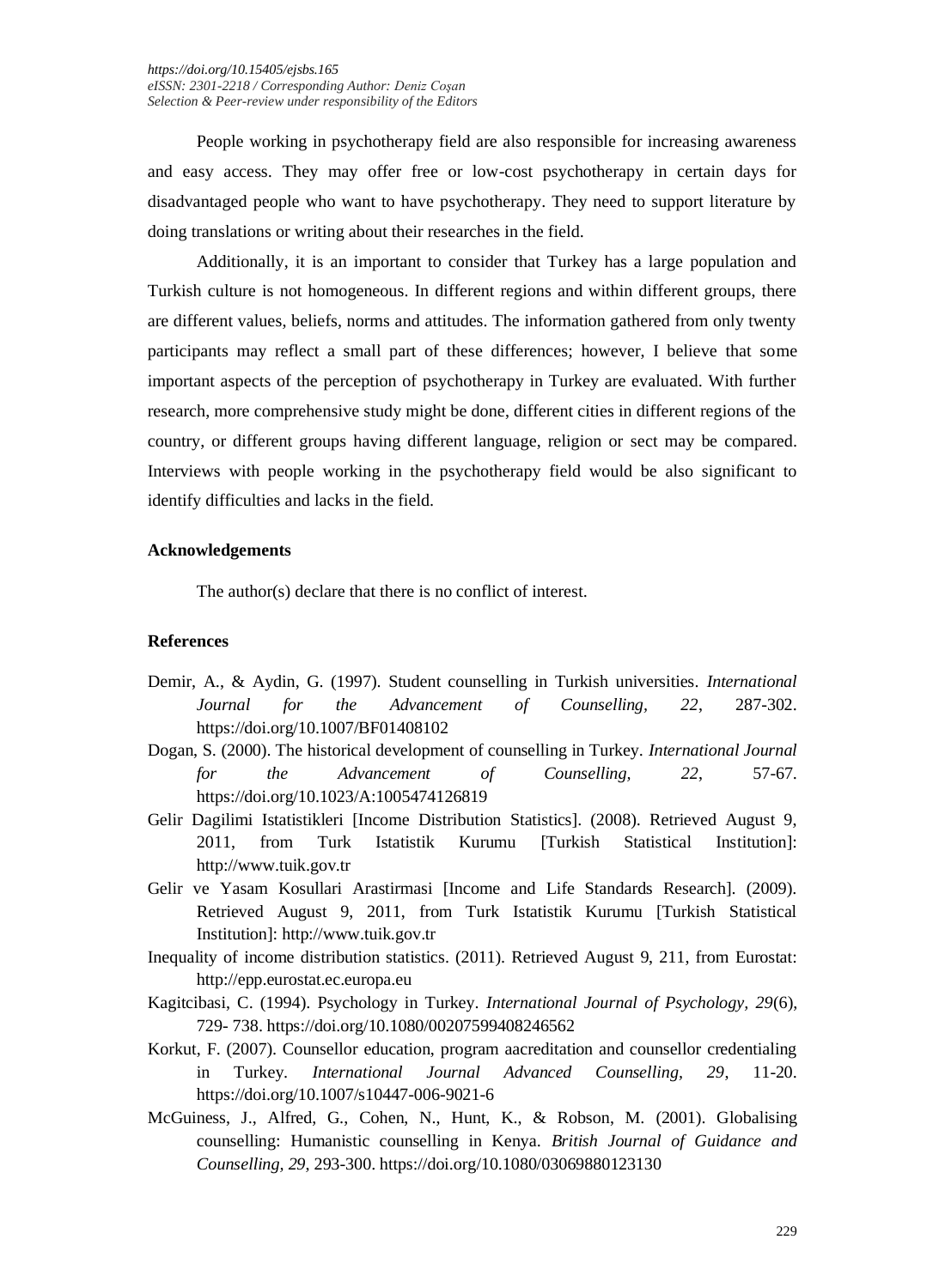People working in psychotherapy field are also responsible for increasing awareness and easy access. They may offer free or low-cost psychotherapy in certain days for disadvantaged people who want to have psychotherapy. They need to support literature by doing translations or writing about their researches in the field.

Additionally, it is an important to consider that Turkey has a large population and Turkish culture is not homogeneous. In different regions and within different groups, there are different values, beliefs, norms and attitudes. The information gathered from only twenty participants may reflect a small part of these differences; however, I believe that some important aspects of the perception of psychotherapy in Turkey are evaluated. With further research, more comprehensive study might be done, different cities in different regions of the country, or different groups having different language, religion or sect may be compared. Interviews with people working in the psychotherapy field would be also significant to identify difficulties and lacks in the field.

### Acknowledgements

The author(s) declare that there is no conflict of interest.

### References

Demir, A., & Aydin, G. (1997). Student counselling in Turkish universities. *International Journal for the Advancement of Counselling, 22*, 287-302. https://doi.org/10.1007/BF01408102

Dogan, S. (2000). The historical development of counselling in Turkey. *International Journal for the Advancement of Counselling, 22*, 57-67. https://doi.org/10.1023/A:1005474126819

Gelir Dagilimi Istatistikleri [Income Distribution Statistics]. (2008). Retrieved August 9, 2011, from Turk Istatistik Kurumu [Turkish Statistical Institution]: http://www.tuik.gov.tr

Gelir ve Yasam Kosullari Arastirmasi [Income and Life Standards Research]. (2009). Retrieved August 9, 2011, from Turk Istatistik Kurumu [Turkish Statistical Institution]: http://www.tuik.gov.tr

Inequality of income distribution statistics. (2011). Retrieved August 9, 211, from Eurostat: http://epp.eurostat.ec.europa.eu

Kagitcibasi, C. (1994). Psychology in Turkey. *International Journal of Psychology, 29*(6), 729- 738. https://doi.org/10.1080/00207599408246562

Korkut, F. (2007). Counsellor education, program aacreditation and counsellor credentialing in Turkey. *International Journal Advanced Counselling, 29*, 11-20. https://doi.org/10.1007/s10447-006-9021-6

McGuiness, J., Alfred, G., Cohen, N., Hunt, K., & Robson, M. (2001). Globalising counselling: Humanistic counselling in Kenya. *British Journal of Guidance and Counselling, 29*, 293-300. https://doi.org/10.1080/03069880123130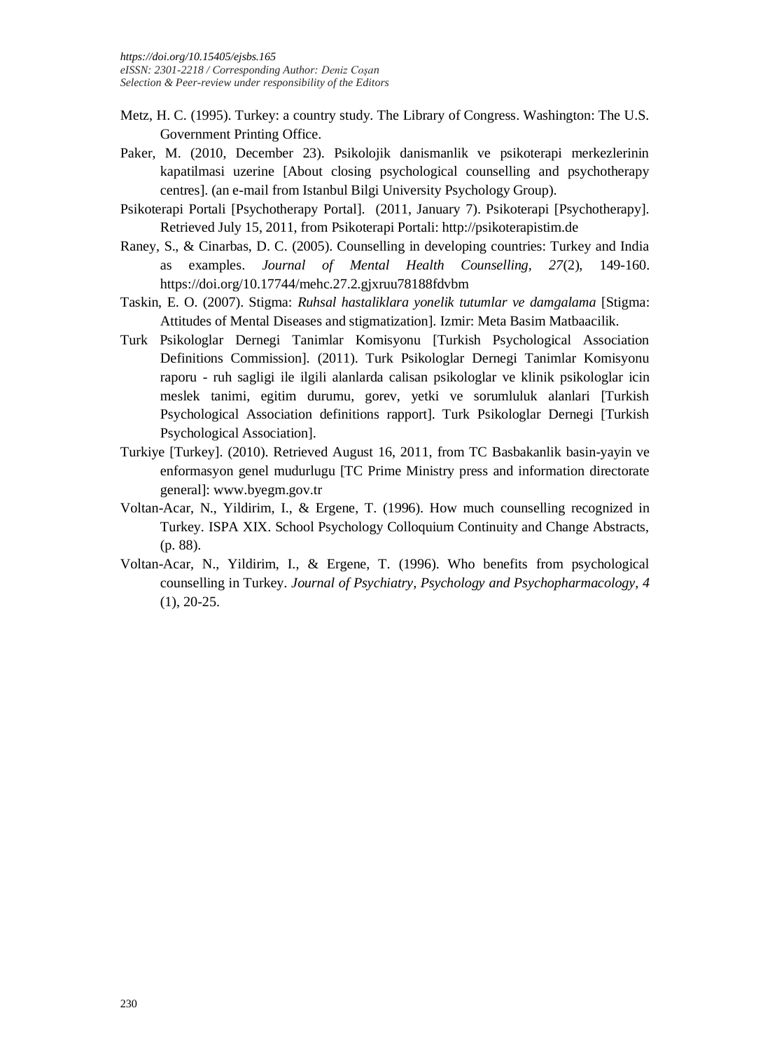Metz, H. C. (1995). Turkey: a country study. The Library of Congress. Washington: The U.S. Government Printing Office.

Paker, M. (2010, December 23). Psikolojik danismanlik ve psikoterapi merkezlerinin kapatilmasi uzerine [About closing psychological counselling and psychotherapy centres]. (an e-mail from Istanbul Bilgi University Psychology Group).

Psikoterapi Portali [Psychotherapy Portal]. (2011, January 7). Psikoterapi [Psychotherapy]. Retrieved July 15, 2011, from Psikoterapi Portali: http://psikoterapistim.de

Raney, S., & Cinarbas, D. C. (2005). Counselling in developing countries: Turkey and India as examples. *Journal of Mental Health Counselling, 27*(2), 149-160. https://doi.org/10.17744/mehc.27.2.gjxruu78188fdvbm

Taskin, E. O. (2007). Stigma: *Ruhsal hastaliklara yonelik tutumlar ve damgalama* [Stigma: Attitudes of Mental Diseases and stigmatization]. Izmir: Meta Basim Matbaacilik.

Turk Psikologlar Dernegi Tanimlar Komisyonu [Turkish Psychological Association Definitions Commission]. (2011). Turk Psikologlar Dernegi Tanimlar Komisyonu raporu - ruh sagligi ile ilgili alanlarda calisan psikologlar ve klinik psikologlar icin meslek tanimi, egitim durumu, gorev, yetki ve sorumluluk alanlari [Turkish Psychological Association definitions rapport]. Turk Psikologlar Dernegi [Turkish Psychological Association].

Turkiye [Turkey]. (2010). Retrieved August 16, 2011, from TC Basbakanlik basin-yayin ve enformasyon genel mudurlugu [TC Prime Ministry press and information directorate general]: www.byegm.gov.tr

Voltan-Acar, N., Yildirim, I., & Ergene, T. (1996). How much counselling recognized in Turkey. ISPA XIX. School Psychology Colloquium Continuity and Change Abstracts, (p. 88).

Voltan-Acar, N., Yildirim, I., & Ergene, T. (1996). Who benefits from psychological counselling in Turkey. *Journal of Psychiatry, Psychology and Psychopharmacology, 4* (1), 20-25.